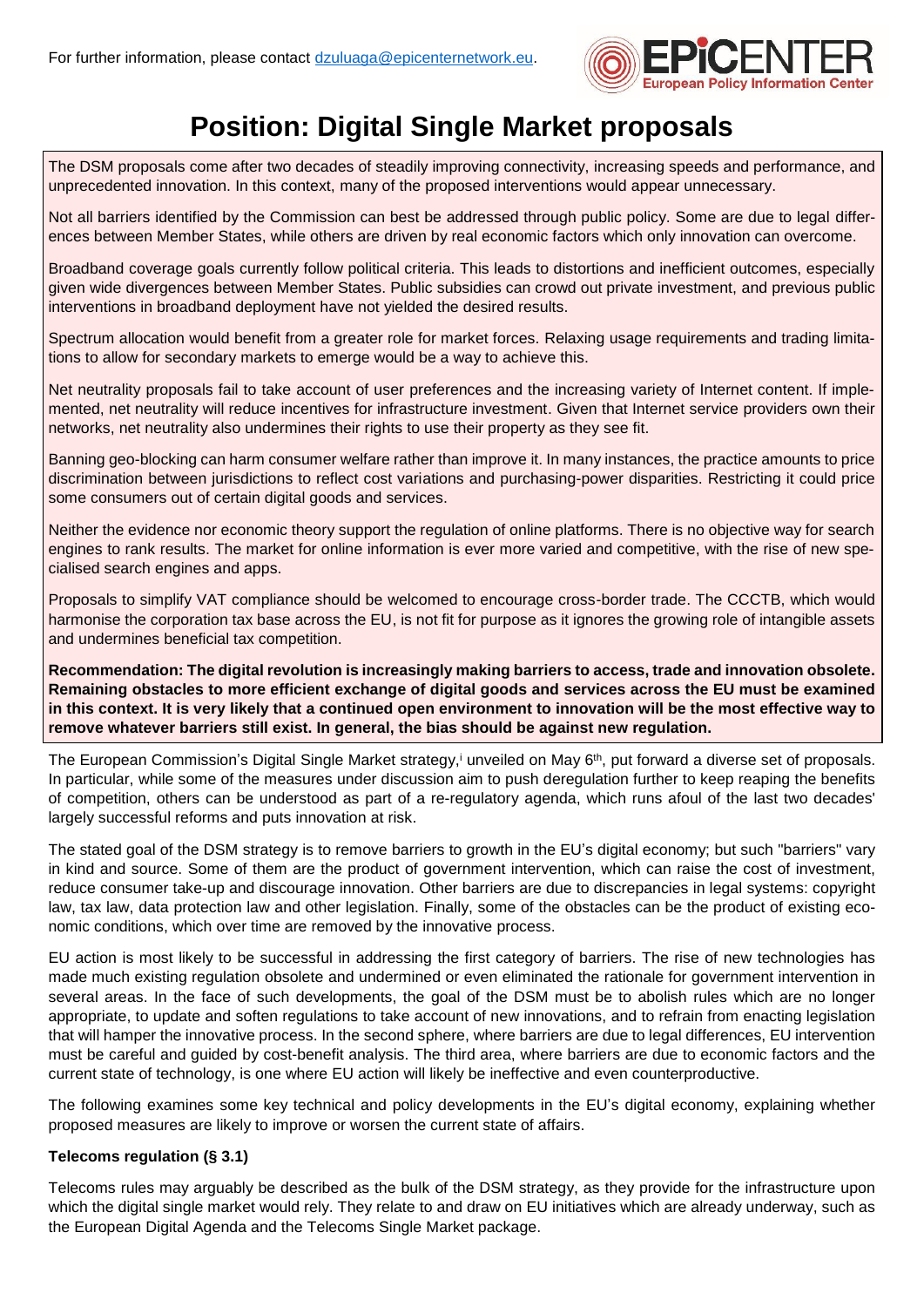For further information, please contact dzuluaga@epicenternetwork.eu.

# Position: Digital Single Market proposals

The DSM proposals come after two decades of steadily improving connectivity, increasing speeds and performance, and unprecedented innovation. In this context, many of the proposed interventions would appear unnecessary.

Not all barriers identified by the Commission can best be addressed through public policy. Some are due to legal differences between Member States, while others are driven by real economic factors which only innovation can overcome.

Broadband coverage goals currently follow political criteria. This leads to distortions and inefficient outcomes, especially given wide divergences between Member States. Public subsidies can crowd out private investment, and previous public interventions in broadband deployment have not yielded the desired results.

Spectrum allocation would benefit from a greater role for market forces. Relaxing usage requirements and trading limitations to allow for secondary markets to emerge would be a way to achieve this.

Net neutrality proposals fail to take account of user preferences and the increasing variety of Internet content. If implemented, net neutrality will reduce incentives for infrastructure investment. Given that Internet service providers own their networks, net neutrality also undermines their rights to use their property as they see fit.

Banning geo-blocking can harm consumer welfare rather than improve it. In many instances, the practice amounts to price discrimination between jurisdictions to reflect cost variations and purchasing-power disparities. Restricting it could price some consumers out of certain digital goods and services.

Neither the evidence nor economic theory support the regulation of online platforms. There is no objective way for search engines to rank results. The market for online information is ever more varied and competitive, with the rise of new specialised search engines and apps.

Proposals to simplify VAT compliance should be welcomed to encourage cross-border trade. The CCCTB, which would harmonise the corporation tax base across the EU, is not fit for purpose as it ignores the growing role of intangible assets and undermines beneficial tax competition.

**Recommendation: The digital revolution is increasingly making barriers to access, trade and innovation obsolete. Remaining obstacles to more efficient exchange of digital goods and services across the EU must be examined in this context. It is very likely that a continued open environment to innovation will be the most effective way to remove whatever barriers still exist. In general, the bias should be against new regulation.**

The European Commission's Digital Single Market strategy,[i] unveiled on May 6th, put forward a diverse set of proposals. In particular, while some of the measures under discussion aim to push deregulation further to keep reaping the benefits of competition, others can be understood as part of a re-regulatory agenda, which runs afoul of the last two decades' largely successful reforms and puts innovation at risk.

The stated goal of the DSM strategy is to remove barriers to growth in the EU's digital economy; but such "barriers" vary in kind and source. Some of them are the product of government intervention, which can raise the cost of investment, reduce consumer take-up and discourage innovation. Other barriers are due to discrepancies in legal systems: copyright law, tax law, data protection law and other legislation. Finally, some of the obstacles can be the product of existing economic conditions, which over time are removed by the innovative process.

EU action is most likely to be successful in addressing the first category of barriers. The rise of new technologies has made much existing regulation obsolete and undermined or even eliminated the rationale for government intervention in several areas. In the face of such developments, the goal of the DSM must be to abolish rules which are no longer appropriate, to update and soften regulations to take account of new innovations, and to refrain from enacting legislation that will hamper the innovative process. In the second sphere, where barriers are due to legal differences, EU intervention must be careful and guided by cost-benefit analysis. The third area, where barriers are due to economic factors and the current state of technology, is one where EU action will likely be ineffective and even counterproductive.

The following examines some key technical and policy developments in the EU's digital economy, explaining whether proposed measures are likely to improve or worsen the current state of affairs.

**Telecoms regulation (§ 3.1)**

Telecoms rules may arguably be described as the bulk of the DSM strategy, as they provide for the infrastructure upon which the digital single market would rely. They relate to and draw on EU initiatives which are already underway, such as the European Digital Agenda and the Telecoms Single Market package.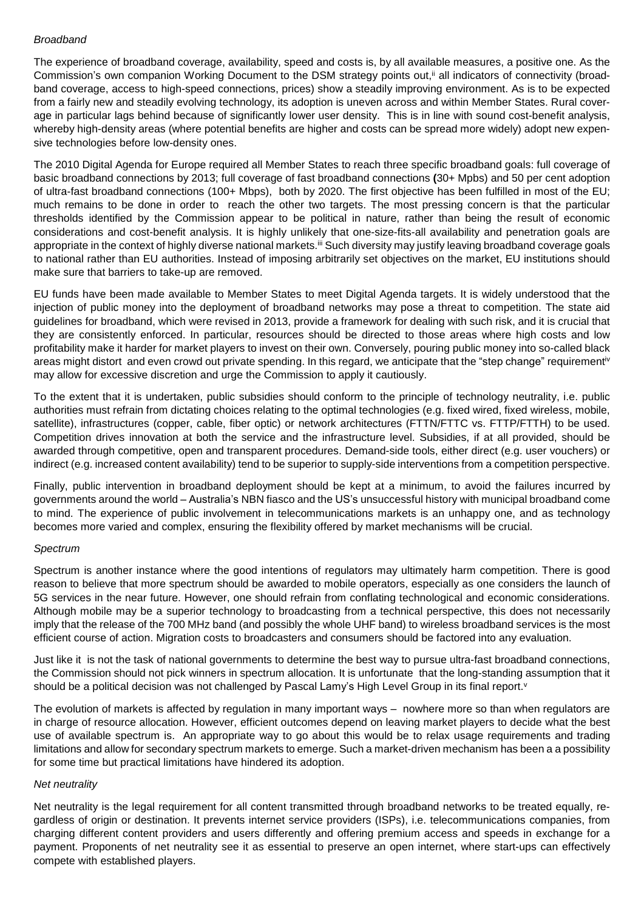*Broadband*

The experience of broadband coverage, availability, speed and costs is, by all available measures, a positive one. As the Commission's own companion Working Document to the DSM strategy points out,[ii] all indicators of connectivity (broadband coverage, access to high-speed connections, prices) show a steadily improving environment. As is to be expected from a fairly new and steadily evolving technology, its adoption is uneven across and within Member States. Rural coverage in particular lags behind because of significantly lower user density. This is in line with sound cost-benefit analysis, whereby high-density areas (where potential benefits are higher and costs can be spread more widely) adopt new expensive technologies before low-density ones.

The 2010 Digital Agenda for Europe required all Member States to reach three specific broadband goals: full coverage of basic broadband connections by 2013; full coverage of fast broadband connections **(**30+ Mpbs) and 50 per cent adoption of ultra-fast broadband connections (100+ Mbps), both by 2020. The first objective has been fulfilled in most of the EU; much remains to be done in order to reach the other two targets. The most pressing concern is that the particular thresholds identified by the Commission appear to be political in nature, rather than being the result of economic considerations and cost-benefit analysis. It is highly unlikely that one-size-fits-all availability and penetration goals are appropriate in the context of highly diverse national markets.[iii] Such diversity may justify leaving broadband coverage goals to national rather than EU authorities. Instead of imposing arbitrarily set objectives on the market, EU institutions should make sure that barriers to take-up are removed.

EU funds have been made available to Member States to meet Digital Agenda targets. It is widely understood that the injection of public money into the deployment of broadband networks may pose a threat to competition. The state aid guidelines for broadband, which were revised in 2013, provide a framework for dealing with such risk, and it is crucial that they are consistently enforced. In particular, resources should be directed to those areas where high costs and low profitability make it harder for market players to invest on their own. Conversely, pouring public money into so-called black areas might distort and even crowd out private spending. In this regard, we anticipate that the "step change" requirement[iv] may allow for excessive discretion and urge the Commission to apply it cautiously.

To the extent that it is undertaken, public subsidies should conform to the principle of technology neutrality, i.e. public authorities must refrain from dictating choices relating to the optimal technologies (e.g. fixed wired, fixed wireless, mobile, satellite), infrastructures (copper, cable, fiber optic) or network architectures (FTTN/FTTC vs. FTTP/FTTH) to be used. Competition drives innovation at both the service and the infrastructure level. Subsidies, if at all provided, should be awarded through competitive, open and transparent procedures. Demand-side tools, either direct (e.g. user vouchers) or indirect (e.g. increased content availability) tend to be superior to supply-side interventions from a competition perspective.

Finally, public intervention in broadband deployment should be kept at a minimum, to avoid the failures incurred by governments around the world – Australia's NBN fiasco and the US's unsuccessful history with municipal broadband come to mind. The experience of public involvement in telecommunications markets is an unhappy one, and as technology becomes more varied and complex, ensuring the flexibility offered by market mechanisms will be crucial.

*Spectrum*

Spectrum is another instance where the good intentions of regulators may ultimately harm competition. There is good reason to believe that more spectrum should be awarded to mobile operators, especially as one considers the launch of 5G services in the near future. However, one should refrain from conflating technological and economic considerations. Although mobile may be a superior technology to broadcasting from a technical perspective, this does not necessarily imply that the release of the 700 MHz band (and possibly the whole UHF band) to wireless broadband services is the most efficient course of action. Migration costs to broadcasters and consumers should be factored into any evaluation.

Just like it is not the task of national governments to determine the best way to pursue ultra-fast broadband connections, the Commission should not pick winners in spectrum allocation. It is unfortunate that the long-standing assumption that it should be a political decision was not challenged by Pascal Lamy's High Level Group in its final report.[v]

The evolution of markets is affected by regulation in many important ways – nowhere more so than when regulators are in charge of resource allocation. However, efficient outcomes depend on leaving market players to decide what the best use of available spectrum is. An appropriate way to go about this would be to relax usage requirements and trading limitations and allow for secondary spectrum markets to emerge. Such a market-driven mechanism has been a a possibility for some time but practical limitations have hindered its adoption.

*Net neutrality*

Net neutrality is the legal requirement for all content transmitted through broadband networks to be treated equally, regardless of origin or destination. It prevents internet service providers (ISPs), i.e. telecommunications companies, from charging different content providers and users differently and offering premium access and speeds in exchange for a payment. Proponents of net neutrality see it as essential to preserve an open internet, where start-ups can effectively compete with established players.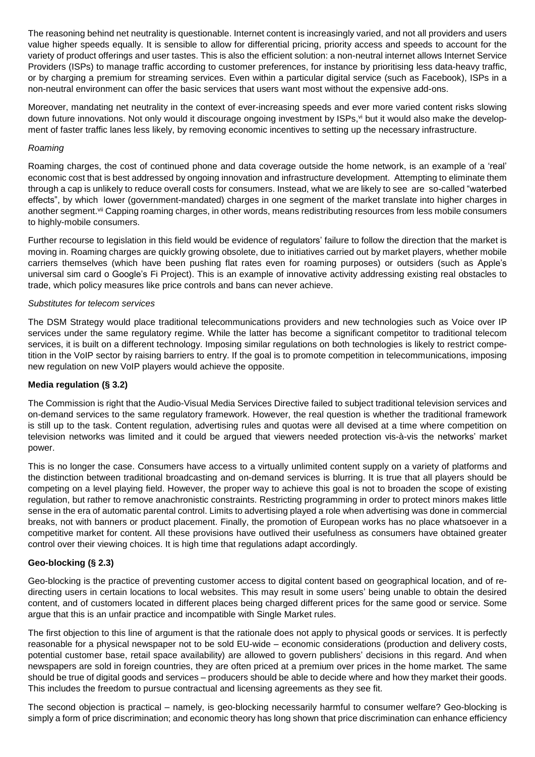The reasoning behind net neutrality is questionable. Internet content is increasingly varied, and not all providers and users value higher speeds equally. It is sensible to allow for differential pricing, priority access and speeds to account for the variety of product offerings and user tastes. This is also the efficient solution: a non-neutral internet allows Internet Service Providers (ISPs) to manage traffic according to customer preferences, for instance by prioritising less data-heavy traffic, or by charging a premium for streaming services. Even within a particular digital service (such as Facebook), ISPs in a non-neutral environment can offer the basic services that users want most without the expensive add-ons.

Moreover, mandating net neutrality in the context of ever-increasing speeds and ever more varied content risks slowing down future innovations. Not only would it discourage ongoing investment by ISPs,[vi] but it would also make the development of faster traffic lanes less likely, by removing economic incentives to setting up the necessary infrastructure.

*Roaming*

Roaming charges, the cost of continued phone and data coverage outside the home network, is an example of a 'real' economic cost that is best addressed by ongoing innovation and infrastructure development. Attempting to eliminate them through a cap is unlikely to reduce overall costs for consumers. Instead, what we are likely to see are so-called "waterbed effects", by which lower (government-mandated) charges in one segment of the market translate into higher charges in another segment.[vii] Capping roaming charges, in other words, means redistributing resources from less mobile consumers to highly-mobile consumers.

Further recourse to legislation in this field would be evidence of regulators' failure to follow the direction that the market is moving in. Roaming charges are quickly growing obsolete, due to initiatives carried out by market players, whether mobile carriers themselves (which have been pushing flat rates even for roaming purposes) or outsiders (such as Apple's universal sim card o Google's Fi Project). This is an example of innovative activity addressing existing real obstacles to trade, which policy measures like price controls and bans can never achieve.

*Substitutes for telecom services*

The DSM Strategy would place traditional telecommunications providers and new technologies such as Voice over IP services under the same regulatory regime. While the latter has become a significant competitor to traditional telecom services, it is built on a different technology. Imposing similar regulations on both technologies is likely to restrict competition in the VoIP sector by raising barriers to entry. If the goal is to promote competition in telecommunications, imposing new regulation on new VoIP players would achieve the opposite.

**Media regulation (§ 3.2)**

The Commission is right that the Audio-Visual Media Services Directive failed to subject traditional television services and on-demand services to the same regulatory framework. However, the real question is whether the traditional framework is still up to the task. Content regulation, advertising rules and quotas were all devised at a time where competition on television networks was limited and it could be argued that viewers needed protection vis-à-vis the networks' market power.

This is no longer the case. Consumers have access to a virtually unlimited content supply on a variety of platforms and the distinction between traditional broadcasting and on-demand services is blurring. It is true that all players should be competing on a level playing field. However, the proper way to achieve this goal is not to broaden the scope of existing regulation, but rather to remove anachronistic constraints. Restricting programming in order to protect minors makes little sense in the era of automatic parental control. Limits to advertising played a role when advertising was done in commercial breaks, not with banners or product placement. Finally, the promotion of European works has no place whatsoever in a competitive market for content. All these provisions have outlived their usefulness as consumers have obtained greater control over their viewing choices. It is high time that regulations adapt accordingly.

**Geo-blocking (§ 2.3)**

Geo-blocking is the practice of preventing customer access to digital content based on geographical location, and of re-directing users in certain locations to local websites. This may result in some users' being unable to obtain the desired content, and of customers located in different places being charged different prices for the same good or service. Some argue that this is an unfair practice and incompatible with Single Market rules.

The first objection to this line of argument is that the rationale does not apply to physical goods or services. It is perfectly reasonable for a physical newspaper not to be sold EU-wide – economic considerations (production and delivery costs, potential customer base, retail space availability) are allowed to govern publishers' decisions in this regard. And when newspapers are sold in foreign countries, they are often priced at a premium over prices in the home market. The same should be true of digital goods and services – producers should be able to decide where and how they market their goods. This includes the freedom to pursue contractual and licensing agreements as they see fit.

The second objection is practical – namely, is geo-blocking necessarily harmful to consumer welfare? Geo-blocking is simply a form of price discrimination; and economic theory has long shown that price discrimination can enhance efficiency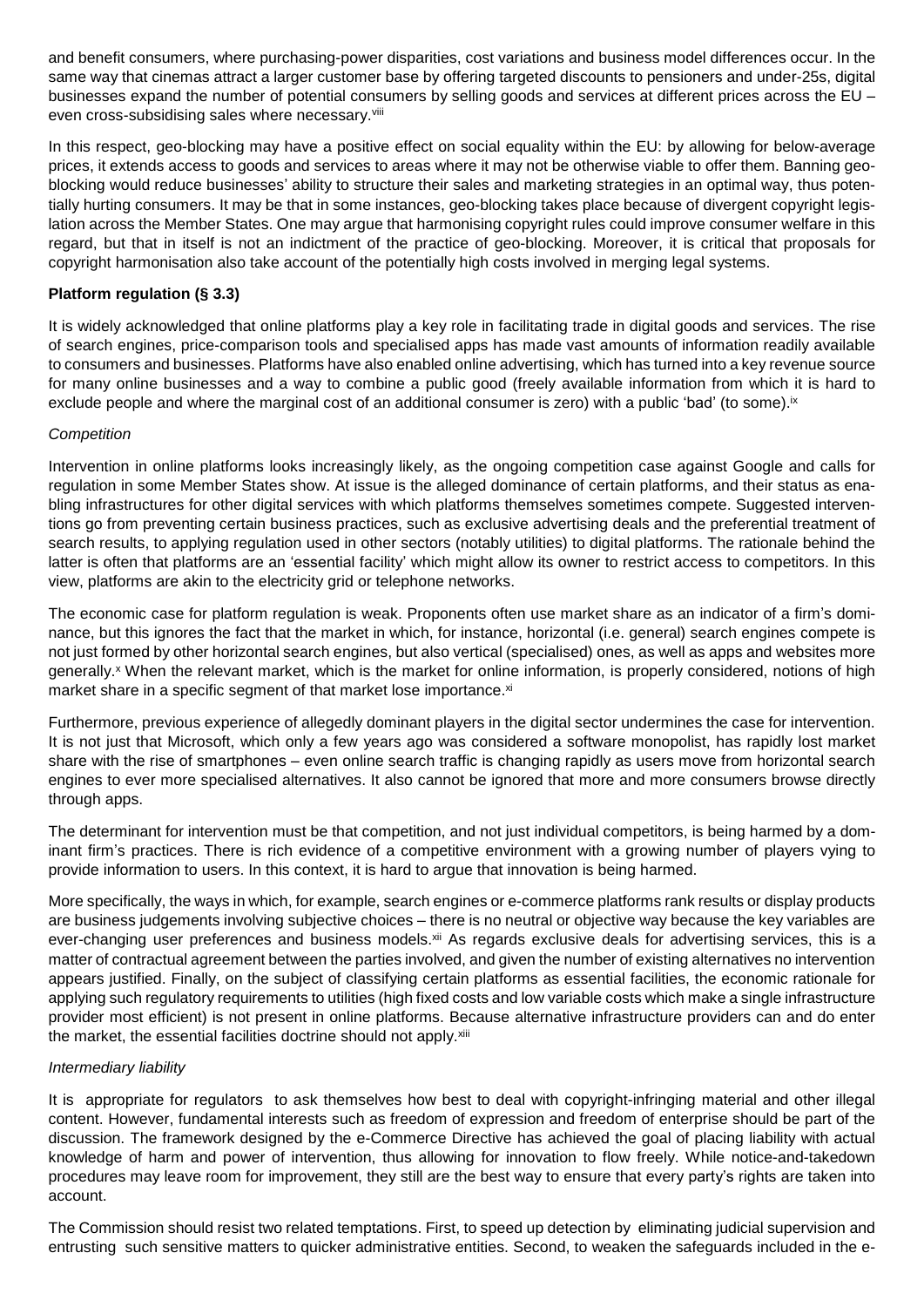and benefit consumers, where purchasing-power disparities, cost variations and business model differences occur. In the same way that cinemas attract a larger customer base by offering targeted discounts to pensioners and under-25s, digital businesses expand the number of potential consumers by selling goods and services at different prices across the EU – even cross-subsidising sales where necessary.[viii]

In this respect, geo-blocking may have a positive effect on social equality within the EU: by allowing for below-average prices, it extends access to goods and services to areas where it may not be otherwise viable to offer them. Banning geo-blocking would reduce businesses' ability to structure their sales and marketing strategies in an optimal way, thus potentially hurting consumers. It may be that in some instances, geo-blocking takes place because of divergent copyright legislation across the Member States. One may argue that harmonising copyright rules could improve consumer welfare in this regard, but that in itself is not an indictment of the practice of geo-blocking. Moreover, it is critical that proposals for copyright harmonisation also take account of the potentially high costs involved in merging legal systems.

**Platform regulation (§ 3.3)**

It is widely acknowledged that online platforms play a key role in facilitating trade in digital goods and services. The rise of search engines, price-comparison tools and specialised apps has made vast amounts of information readily available to consumers and businesses. Platforms have also enabled online advertising, which has turned into a key revenue source for many online businesses and a way to combine a public good (freely available information from which it is hard to exclude people and where the marginal cost of an additional consumer is zero) with a public 'bad' (to some).[ix]

*Competition*

Intervention in online platforms looks increasingly likely, as the ongoing competition case against Google and calls for regulation in some Member States show. At issue is the alleged dominance of certain platforms, and their status as enabling infrastructures for other digital services with which platforms themselves sometimes compete. Suggested interventions go from preventing certain business practices, such as exclusive advertising deals and the preferential treatment of search results, to applying regulation used in other sectors (notably utilities) to digital platforms. The rationale behind the latter is often that platforms are an 'essential facility' which might allow its owner to restrict access to competitors. In this view, platforms are akin to the electricity grid or telephone networks.

The economic case for platform regulation is weak. Proponents often use market share as an indicator of a firm's dominance, but this ignores the fact that the market in which, for instance, horizontal (i.e. general) search engines compete is not just formed by other horizontal search engines, but also vertical (specialised) ones, as well as apps and websites more generally.[x] When the relevant market, which is the market for online information, is properly considered, notions of high market share in a specific segment of that market lose importance.[xi]

Furthermore, previous experience of allegedly dominant players in the digital sector undermines the case for intervention. It is not just that Microsoft, which only a few years ago was considered a software monopolist, has rapidly lost market share with the rise of smartphones – even online search traffic is changing rapidly as users move from horizontal search engines to ever more specialised alternatives. It also cannot be ignored that more and more consumers browse directly through apps.

The determinant for intervention must be that competition, and not just individual competitors, is being harmed by a dominant firm's practices. There is rich evidence of a competitive environment with a growing number of players vying to provide information to users. In this context, it is hard to argue that innovation is being harmed.

More specifically, the ways in which, for example, search engines or e-commerce platforms rank results or display products are business judgements involving subjective choices – there is no neutral or objective way because the key variables are ever-changing user preferences and business models.[xii] As regards exclusive deals for advertising services, this is a matter of contractual agreement between the parties involved, and given the number of existing alternatives no intervention appears justified. Finally, on the subject of classifying certain platforms as essential facilities, the economic rationale for applying such regulatory requirements to utilities (high fixed costs and low variable costs which make a single infrastructure provider most efficient) is not present in online platforms. Because alternative infrastructure providers can and do enter the market, the essential facilities doctrine should not apply.[xiii]

*Intermediary liability*

It is appropriate for regulators to ask themselves how best to deal with copyright-infringing material and other illegal content. However, fundamental interests such as freedom of expression and freedom of enterprise should be part of the discussion. The framework designed by the e-Commerce Directive has achieved the goal of placing liability with actual knowledge of harm and power of intervention, thus allowing for innovation to flow freely. While notice-and-takedown procedures may leave room for improvement, they still are the best way to ensure that every party's rights are taken into account.

The Commission should resist two related temptations. First, to speed up detection by eliminating judicial supervision and entrusting such sensitive matters to quicker administrative entities. Second, to weaken the safeguards included in the e-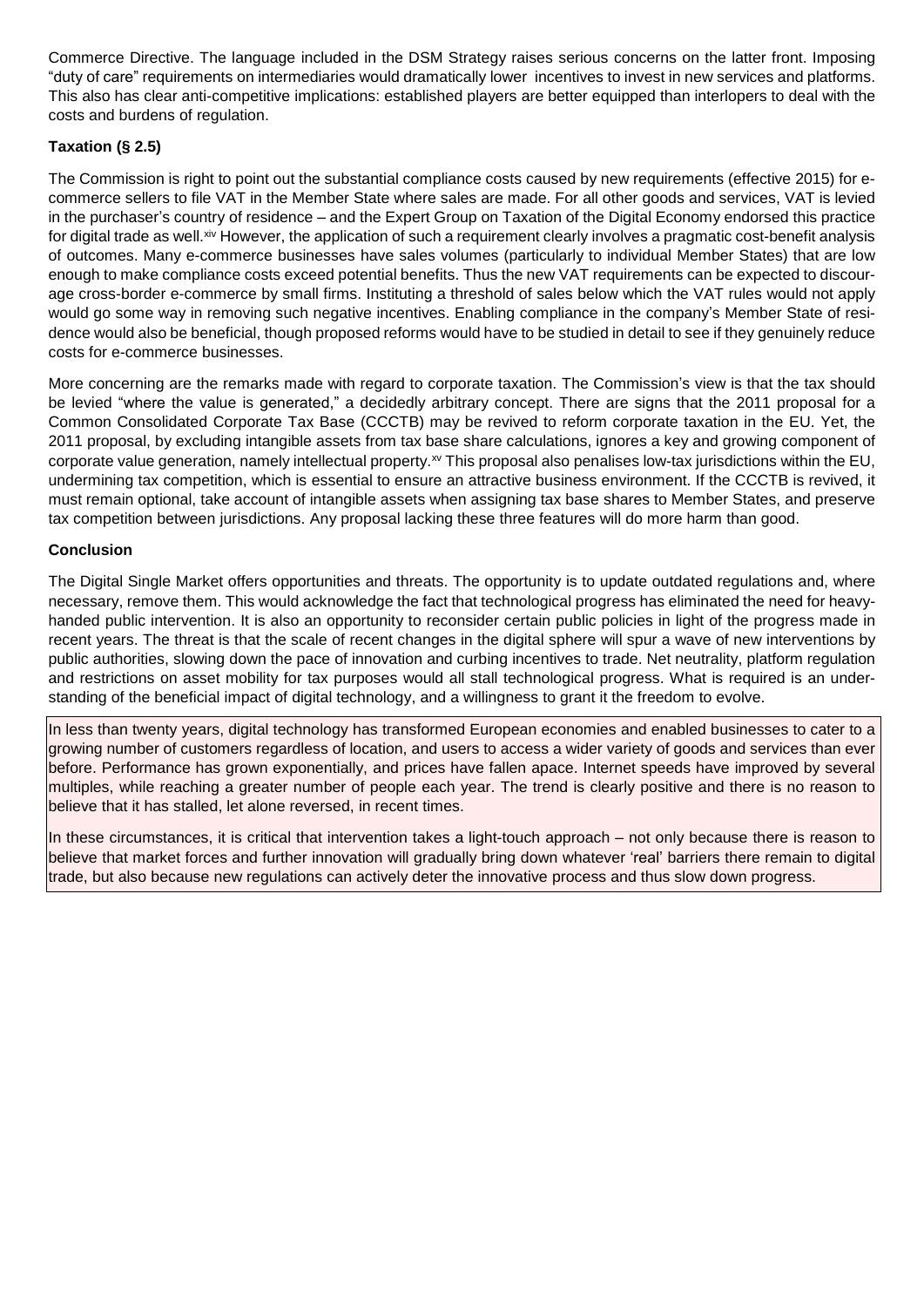Commerce Directive. The language included in the DSM Strategy raises serious concerns on the latter front. Imposing "duty of care" requirements on intermediaries would dramatically lower incentives to invest in new services and platforms. This also has clear anti-competitive implications: established players are better equipped than interlopers to deal with the costs and burdens of regulation.

**Taxation (§ 2.5)**

The Commission is right to point out the substantial compliance costs caused by new requirements (effective 2015) for e-commerce sellers to file VAT in the Member State where sales are made. For all other goods and services, VAT is levied in the purchaser's country of residence – and the Expert Group on Taxation of the Digital Economy endorsed this practice for digital trade as well.[xiv] However, the application of such a requirement clearly involves a pragmatic cost-benefit analysis of outcomes. Many e-commerce businesses have sales volumes (particularly to individual Member States) that are low enough to make compliance costs exceed potential benefits. Thus the new VAT requirements can be expected to discourage cross-border e-commerce by small firms. Instituting a threshold of sales below which the VAT rules would not apply would go some way in removing such negative incentives. Enabling compliance in the company's Member State of residence would also be beneficial, though proposed reforms would have to be studied in detail to see if they genuinely reduce costs for e-commerce businesses.

More concerning are the remarks made with regard to corporate taxation. The Commission's view is that the tax should be levied "where the value is generated," a decidedly arbitrary concept. There are signs that the 2011 proposal for a Common Consolidated Corporate Tax Base (CCCTB) may be revived to reform corporate taxation in the EU. Yet, the 2011 proposal, by excluding intangible assets from tax base share calculations, ignores a key and growing component of corporate value generation, namely intellectual property.[xv] This proposal also penalises low-tax jurisdictions within the EU, undermining tax competition, which is essential to ensure an attractive business environment. If the CCCTB is revived, it must remain optional, take account of intangible assets when assigning tax base shares to Member States, and preserve tax competition between jurisdictions. Any proposal lacking these three features will do more harm than good.

**Conclusion**

The Digital Single Market offers opportunities and threats. The opportunity is to update outdated regulations and, where necessary, remove them. This would acknowledge the fact that technological progress has eliminated the need for heavy-handed public intervention. It is also an opportunity to reconsider certain public policies in light of the progress made in recent years. The threat is that the scale of recent changes in the digital sphere will spur a wave of new interventions by public authorities, slowing down the pace of innovation and curbing incentives to trade. Net neutrality, platform regulation and restrictions on asset mobility for tax purposes would all stall technological progress. What is required is an understanding of the beneficial impact of digital technology, and a willingness to grant it the freedom to evolve.

In less than twenty years, digital technology has transformed European economies and enabled businesses to cater to a growing number of customers regardless of location, and users to access a wider variety of goods and services than ever before. Performance has grown exponentially, and prices have fallen apace. Internet speeds have improved by several multiples, while reaching a greater number of people each year. The trend is clearly positive and there is no reason to believe that it has stalled, let alone reversed, in recent times.

In these circumstances, it is critical that intervention takes a light-touch approach – not only because there is reason to believe that market forces and further innovation will gradually bring down whatever 'real' barriers there remain to digital trade, but also because new regulations can actively deter the innovative process and thus slow down progress.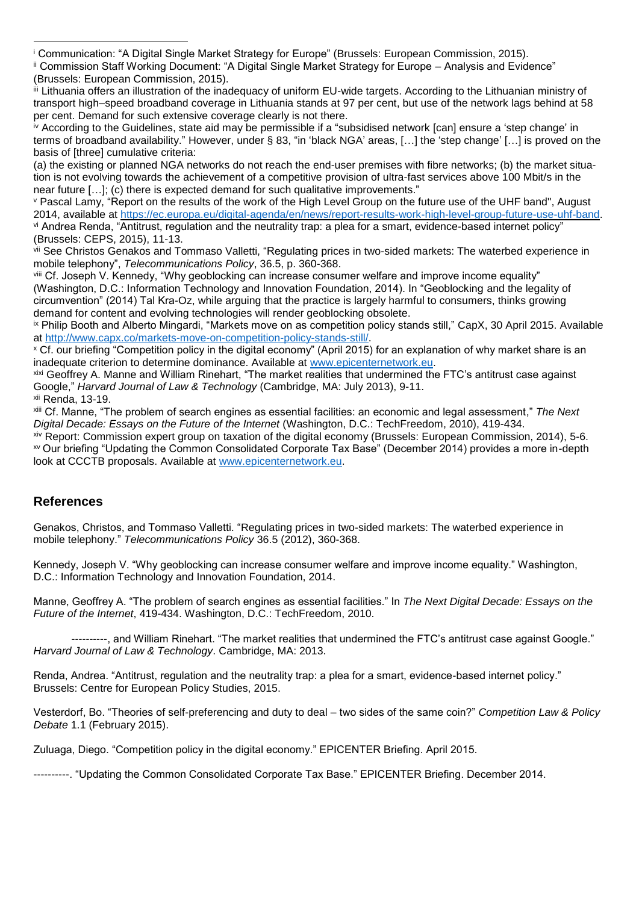[i] Communication: "A Digital Single Market Strategy for Europe" (Brussels: European Commission, 2015).

[ii] Commission Staff Working Document: "A Digital Single Market Strategy for Europe – Analysis and Evidence" (Brussels: European Commission, 2015).

[iii] Lithuania offers an illustration of the inadequacy of uniform EU-wide targets. According to the Lithuanian ministry of transport high–speed broadband coverage in Lithuania stands at 97 per cent, but use of the network lags behind at 58 per cent. Demand for such extensive coverage clearly is not there.

[iv] According to the Guidelines, state aid may be permissible if a "subsidised network [can] ensure a 'step change' in terms of broadband availability." However, under § 83, "in 'black NGA' areas, […] the 'step change' […] is proved on the basis of [three] cumulative criteria:

(a) the existing or planned NGA networks do not reach the end-user premises with fibre networks; (b) the market situation is not evolving towards the achievement of a competitive provision of ultra-fast services above 100 Mbit/s in the near future […]; (c) there is expected demand for such qualitative improvements."

[v] Pascal Lamy, "Report on the results of the work of the High Level Group on the future use of the UHF band", August 2014, available at https://ec.europa.eu/digital-agenda/en/news/report-results-work-high-level-group-future-use-uhf-band.

[vi] Andrea Renda, "Antitrust, regulation and the neutrality trap: a plea for a smart, evidence-based internet policy" (Brussels: CEPS, 2015), 11-13.

[vii] See Christos Genakos and Tommaso Valletti, "Regulating prices in two-sided markets: The waterbed experience in mobile telephony", *Telecommunications Policy*, 36.5, p. 360-368.

[viii] Cf. Joseph V. Kennedy, "Why geoblocking can increase consumer welfare and improve income equality" (Washington, D.C.: Information Technology and Innovation Foundation, 2014). In "Geoblocking and the legality of circumvention" (2014) Tal Kra-Oz, while arguing that the practice is largely harmful to consumers, thinks growing demand for content and evolving technologies will render geoblocking obsolete.

[ix] Philip Booth and Alberto Mingardi, "Markets move on as competition policy stands still," CapX, 30 April 2015. Available at http://www.capx.co/markets-move-on-competition-policy-stands-still/.

[x] Cf. our briefing "Competition policy in the digital economy" (April 2015) for an explanation of why market share is an inadequate criterion to determine dominance. Available at www.epicenternetwork.eu.

[xixi] Geoffrey A. Manne and William Rinehart, "The market realities that undermined the FTC's antitrust case against Google," *Harvard Journal of Law & Technology* (Cambridge, MA: July 2013), 9-11.

[xii] Renda, 13-19.

[xiii] Cf. Manne, "The problem of search engines as essential facilities: an economic and legal assessment," *The Next Digital Decade: Essays on the Future of the Internet* (Washington, D.C.: TechFreedom, 2010), 419-434.

[xiv] Report: Commission expert group on taxation of the digital economy (Brussels: European Commission, 2014), 5-6.

[xv] Our briefing "Updating the Common Consolidated Corporate Tax Base" (December 2014) provides a more in-depth look at CCCTB proposals. Available at www.epicenternetwork.eu.

## References

Genakos, Christos, and Tommaso Valletti. "Regulating prices in two-sided markets: The waterbed experience in mobile telephony." *Telecommunications Policy* 36.5 (2012), 360-368.

Kennedy, Joseph V. "Why geoblocking can increase consumer welfare and improve income equality." Washington, D.C.: Information Technology and Innovation Foundation, 2014.

Manne, Geoffrey A. "The problem of search engines as essential facilities." In *The Next Digital Decade: Essays on the Future of the Internet*, 419-434. Washington, D.C.: TechFreedom, 2010.

----------, and William Rinehart. "The market realities that undermined the FTC's antitrust case against Google." *Harvard Journal of Law & Technology*. Cambridge, MA: 2013.

Renda, Andrea. "Antitrust, regulation and the neutrality trap: a plea for a smart, evidence-based internet policy." Brussels: Centre for European Policy Studies, 2015.

Vesterdorf, Bo. "Theories of self-preferencing and duty to deal – two sides of the same coin?" *Competition Law & Policy Debate* 1.1 (February 2015).

Zuluaga, Diego. "Competition policy in the digital economy." EPICENTER Briefing. April 2015.

----------. "Updating the Common Consolidated Corporate Tax Base." EPICENTER Briefing. December 2014.